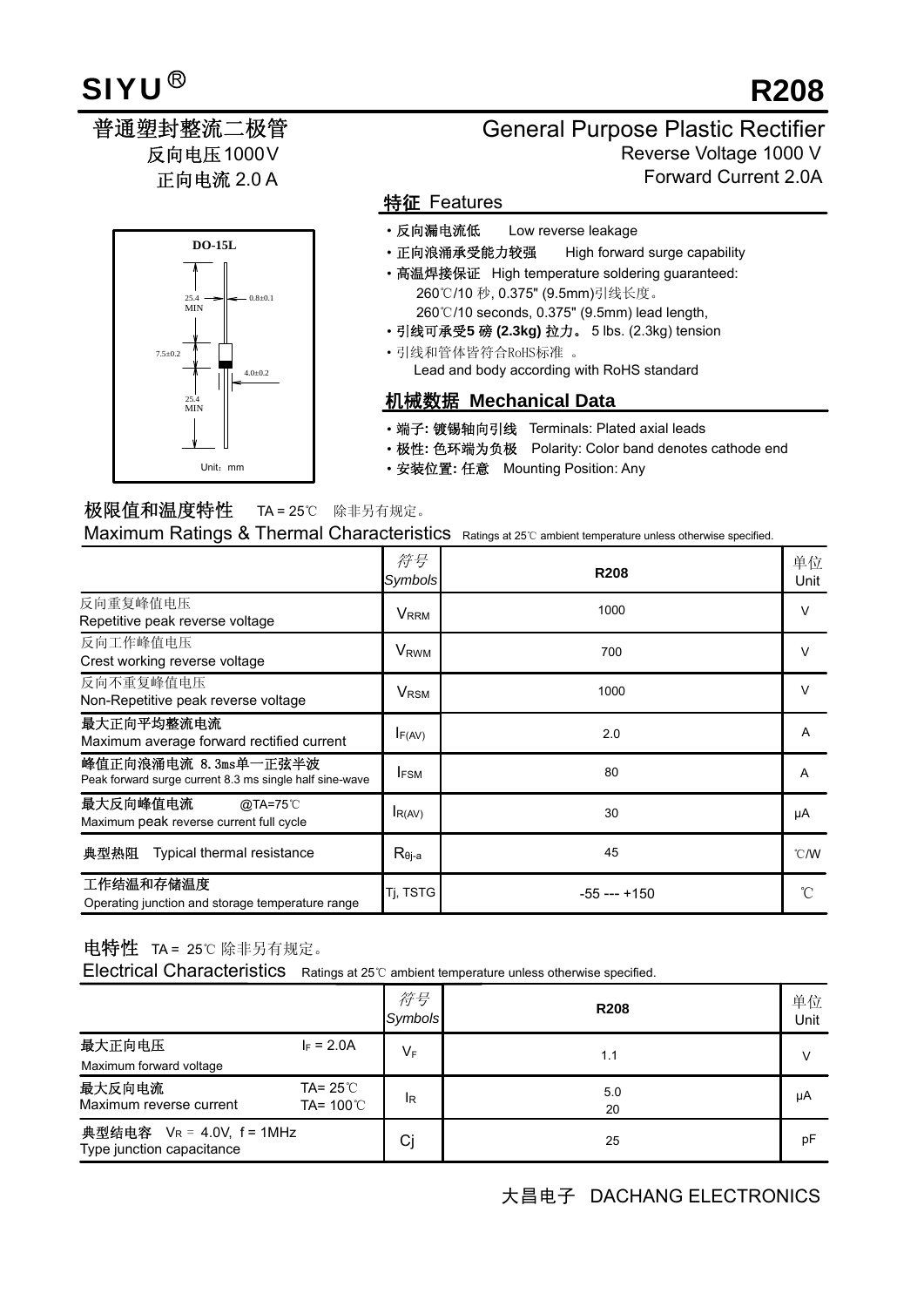# SIYU® R208

## 普通塑封整流二极管

反向电压1000V

正向电流 2.0 A

## General Purpose Plastic Rectifier

Reverse Voltage 1000 V

Forward Current 2.0A

DO-15L

25.4 MIN　0.8±0.1　7.5±0.2　4.0±0.2　25.4 MIN

Unit：mm

### 特征 Features

- 反向漏电流低　Low reverse leakage
- 正向浪涌承受能力较强　High forward surge capability
- 高温焊接保证　High temperature soldering guaranteed: 260℃/10 秒, 0.375" (9.5mm)引线长度。 260℃/10 seconds, 0.375" (9.5mm) lead length,
- 引线可承受5 磅 (2.3kg) 拉力。 5 lbs. (2.3kg) tension
- 引线和管体皆符合RoHS标准 。 Lead and body according with RoHS standard

### 机械数据 Mechanical Data

- 端子: 镀锡轴向引线　Terminals: Plated axial leads
- 极性: 色环端为负极　Polarity: Color band denotes cathode end
- 安装位置: 任意　Mounting Position: Any

### 极限值和温度特性　TA = 25℃　除非另有规定。

### Maximum Ratings & Thermal Characteristics　Ratings at 25℃ ambient temperature unless otherwise specified.

| | 符号 Symbols | R208 | 单位 Unit |
|---|---|---|---|
| 反向重复峰值电压 Repetitive peak reverse voltage | $V_{RRM}$ | 1000 | V |
| 反向工作峰值电压 Crest working reverse voltage | $V_{RWM}$ | 700 | V |
| 反向不重复峰值电压 Non-Repetitive peak reverse voltage | $V_{RSM}$ | 1000 | V |
| 最大正向平均整流电流 Maximum average forward rectified current | $I_{F(AV)}$ | 2.0 | A |
| 峰值正向浪涌电流 8.3ms单一正弦半波 Peak forward surge current 8.3 ms single half sine-wave | $I_{FSM}$ | 80 | A |
| 最大反向峰值电流 @TA=75℃ Maximum peak reverse current full cycle | $I_{R(AV)}$ | 30 | μA |
| 典型热阻　Typical thermal resistance | $R_{θj-a}$ | 45 | ℃/W |
| 工作结温和存储温度 Operating junction and storage temperature range | Tj, TSTG | -55 --- +150 | ℃ |

### 电特性　TA = 25℃ 除非另有规定。

### Electrical Characteristics　Ratings at 25℃ ambient temperature unless otherwise specified.

| | | 符号 Symbols | R208 | 单位 Unit |
|---|---|---|---|---|
| 最大正向电压 Maximum forward voltage | $I_F$ = 2.0A | $V_F$ | 1.1 | V |
| 最大反向电流 Maximum reverse current | TA= 25℃<br>TA= 100℃ | $I_R$ | 5.0<br>20 | μA |
| 典型结电容　$V_R$ = 4.0V, f = 1MHz Type junction capacitance | | Cj | 25 | pF |

大昌电子　DACHANG ELECTRONICS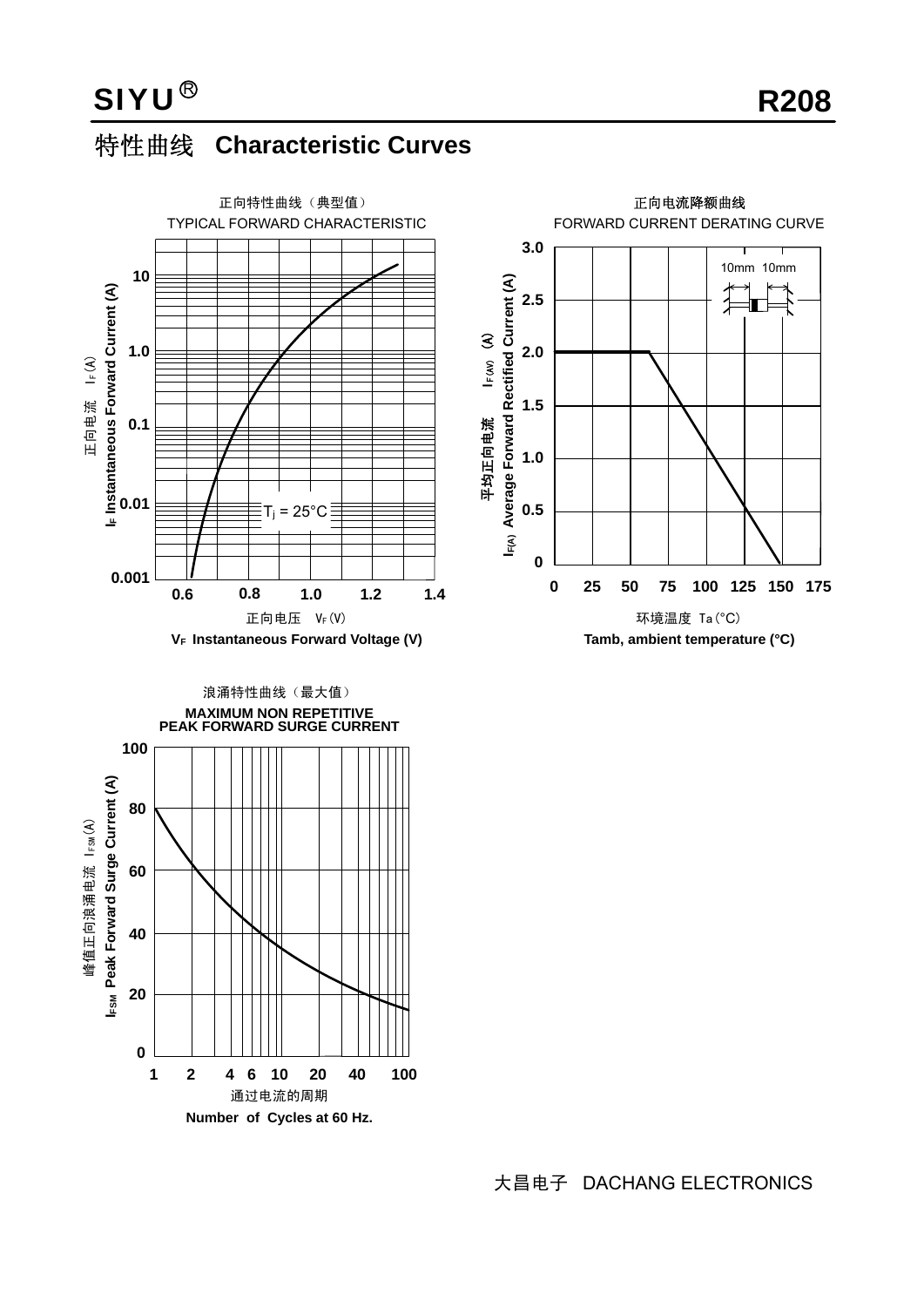# SIYU®　R208

## 特性曲线 Characteristic Curves

正向特性曲线（典型值）
TYPICAL FORWARD CHARACTERISTIC

正向电流 $I_F$(A)
$I_F$ Instantaneous Forward Current (A)

10
1.0
0.1
0.01
0.001

$T_j$ = 25°C

0.6 0.8 1.0 1.2 1.4

正向电压 $V_F$(V)
$V_F$ Instantaneous Forward Voltage (V)

正向电流降额曲线
FORWARD CURRENT DERATING CURVE

平均正向电流 $I_{F(AV)}$ (A)
$I_{F(A)}$ Average Forward Rectified Current (A)

3.0
2.5
2.0
1.5
1.0
0.5
0

10mm 10mm

0 25 50 75 100 125 150 175

环境温度 Ta (°C)
Tamb, ambient temperature (°C)

浪涌特性曲线（最大值）
MAXIMUM NON REPETITIVE
PEAK FORWARD SURGE CURRENT

峰值正向浪涌电流 $I_{FSM}$(A)
$I_{FSM}$ Peak Forward Surge Current (A)

100
80
60
40
20
0

1 2 4 6 10 20 40 100

通过电流的周期
Number of Cycles at 60 Hz.

大昌电子 DACHANG ELECTRONICS